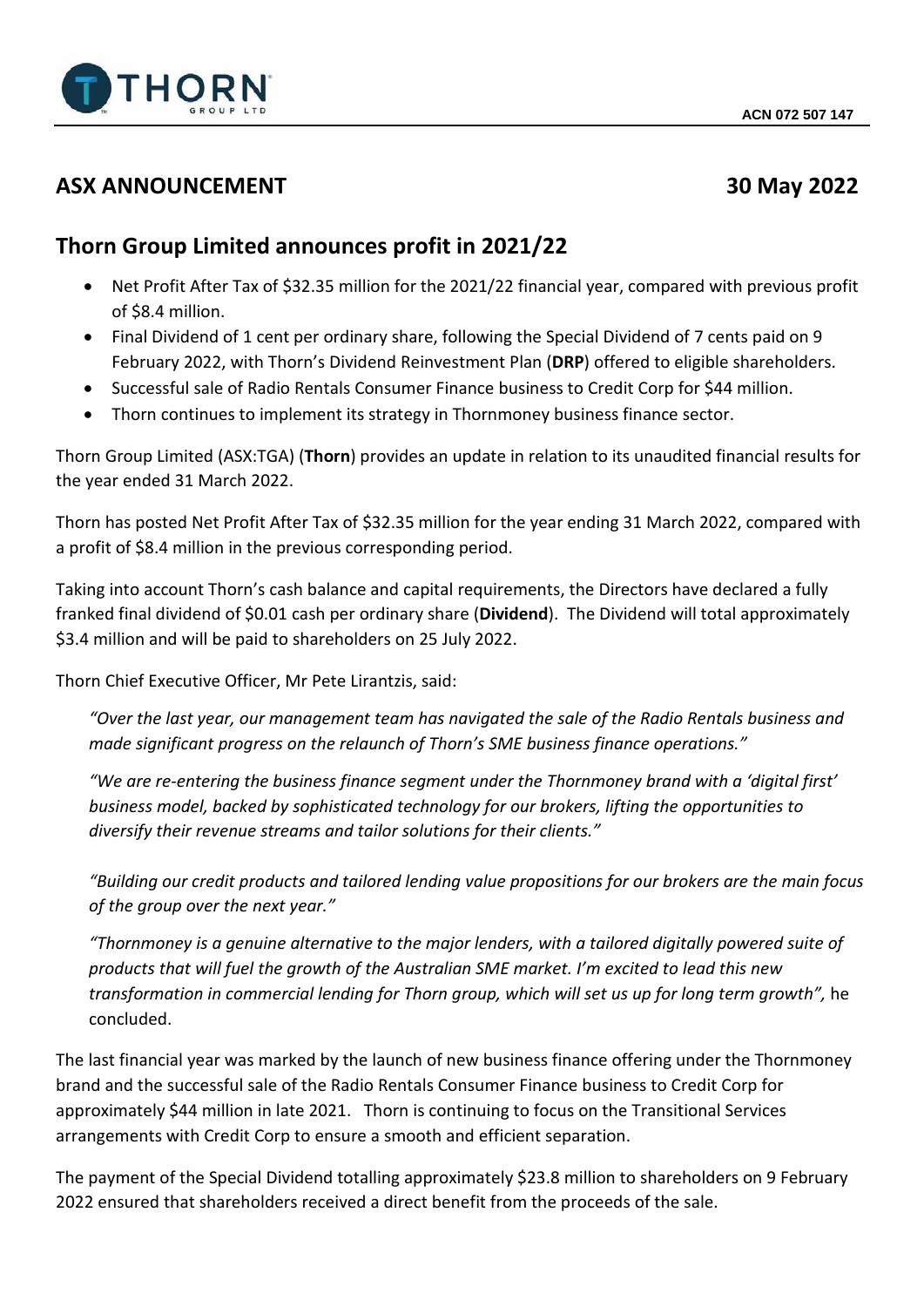ACN 072 507 147

# ASX ANNOUNCEMENT

**30 May 2022**

## Thorn Group Limited announces profit in 2021/22

- Net Profit After Tax of $32.35 million for the 2021/22 financial year, compared with previous profit of $8.4 million.
- Final Dividend of 1 cent per ordinary share, following the Special Dividend of 7 cents paid on 9 February 2022, with Thorn's Dividend Reinvestment Plan (**DRP**) offered to eligible shareholders.
- Successful sale of Radio Rentals Consumer Finance business to Credit Corp for $44 million.
- Thorn continues to implement its strategy in Thornmoney business finance sector.

Thorn Group Limited (ASX:TGA) (**Thorn**) provides an update in relation to its unaudited financial results for the year ended 31 March 2022.

Thorn has posted Net Profit After Tax of $32.35 million for the year ending 31 March 2022, compared with a profit of $8.4 million in the previous corresponding period.

Taking into account Thorn's cash balance and capital requirements, the Directors have declared a fully franked final dividend of $0.01 cash per ordinary share (**Dividend**). The Dividend will total approximately $3.4 million and will be paid to shareholders on 25 July 2022.

Thorn Chief Executive Officer, Mr Pete Lirantzis, said:

> *"Over the last year, our management team has navigated the sale of the Radio Rentals business and made significant progress on the relaunch of Thorn's SME business finance operations."*
>
> *"We are re-entering the business finance segment under the Thornmoney brand with a 'digital first' business model, backed by sophisticated technology for our brokers, lifting the opportunities to diversify their revenue streams and tailor solutions for their clients."*
>
> *"Building our credit products and tailored lending value propositions for our brokers are the main focus of the group over the next year."*
>
> *"Thornmoney is a genuine alternative to the major lenders, with a tailored digitally powered suite of products that will fuel the growth of the Australian SME market. I'm excited to lead this new transformation in commercial lending for Thorn group, which will set us up for long term growth",* he concluded.

The last financial year was marked by the launch of new business finance offering under the Thornmoney brand and the successful sale of the Radio Rentals Consumer Finance business to Credit Corp for approximately $44 million in late 2021. Thorn is continuing to focus on the Transitional Services arrangements with Credit Corp to ensure a smooth and efficient separation.

The payment of the Special Dividend totalling approximately $23.8 million to shareholders on 9 February 2022 ensured that shareholders received a direct benefit from the proceeds of the sale.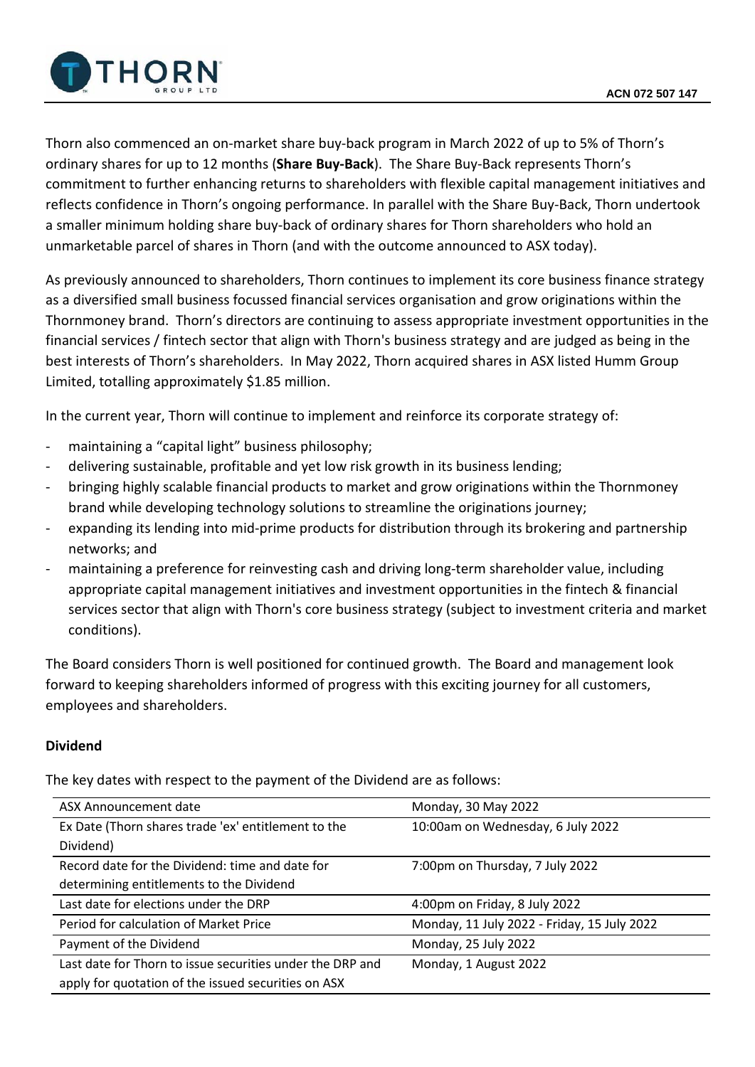Thorn also commenced an on-market share buy-back program in March 2022 of up to 5% of Thorn's ordinary shares for up to 12 months (**Share Buy-Back**). The Share Buy-Back represents Thorn's commitment to further enhancing returns to shareholders with flexible capital management initiatives and reflects confidence in Thorn's ongoing performance. In parallel with the Share Buy-Back, Thorn undertook a smaller minimum holding share buy-back of ordinary shares for Thorn shareholders who hold an unmarketable parcel of shares in Thorn (and with the outcome announced to ASX today).

As previously announced to shareholders, Thorn continues to implement its core business finance strategy as a diversified small business focussed financial services organisation and grow originations within the Thornmoney brand. Thorn's directors are continuing to assess appropriate investment opportunities in the financial services / fintech sector that align with Thorn's business strategy and are judged as being in the best interests of Thorn's shareholders. In May 2022, Thorn acquired shares in ASX listed Humm Group Limited, totalling approximately $1.85 million.

In the current year, Thorn will continue to implement and reinforce its corporate strategy of:

- maintaining a "capital light" business philosophy;
- delivering sustainable, profitable and yet low risk growth in its business lending;
- bringing highly scalable financial products to market and grow originations within the Thornmoney brand while developing technology solutions to streamline the originations journey;
- expanding its lending into mid-prime products for distribution through its brokering and partnership networks; and
- maintaining a preference for reinvesting cash and driving long-term shareholder value, including appropriate capital management initiatives and investment opportunities in the fintech & financial services sector that align with Thorn's core business strategy (subject to investment criteria and market conditions).

The Board considers Thorn is well positioned for continued growth. The Board and management look forward to keeping shareholders informed of progress with this exciting journey for all customers, employees and shareholders.

**Dividend**

The key dates with respect to the payment of the Dividend are as follows:

| | |
|---|---|
| ASX Announcement date | Monday, 30 May 2022 |
| Ex Date (Thorn shares trade 'ex' entitlement to the Dividend) | 10:00am on Wednesday, 6 July 2022 |
| Record date for the Dividend: time and date for determining entitlements to the Dividend | 7:00pm on Thursday, 7 July 2022 |
| Last date for elections under the DRP | 4:00pm on Friday, 8 July 2022 |
| Period for calculation of Market Price | Monday, 11 July 2022 - Friday, 15 July 2022 |
| Payment of the Dividend | Monday, 25 July 2022 |
| Last date for Thorn to issue securities under the DRP and apply for quotation of the issued securities on ASX | Monday, 1 August 2022 |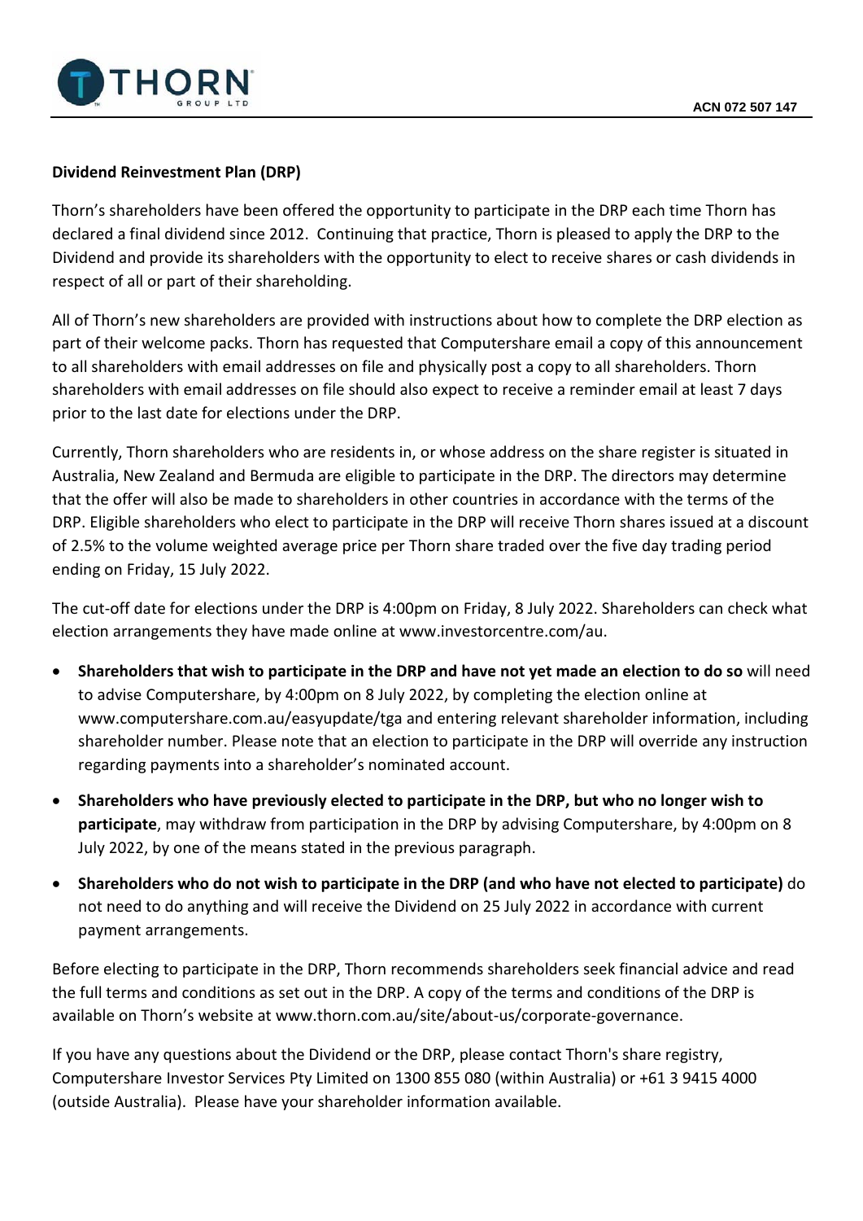**Dividend Reinvestment Plan (DRP)**

Thorn's shareholders have been offered the opportunity to participate in the DRP each time Thorn has declared a final dividend since 2012. Continuing that practice, Thorn is pleased to apply the DRP to the Dividend and provide its shareholders with the opportunity to elect to receive shares or cash dividends in respect of all or part of their shareholding.

All of Thorn's new shareholders are provided with instructions about how to complete the DRP election as part of their welcome packs. Thorn has requested that Computershare email a copy of this announcement to all shareholders with email addresses on file and physically post a copy to all shareholders. Thorn shareholders with email addresses on file should also expect to receive a reminder email at least 7 days prior to the last date for elections under the DRP.

Currently, Thorn shareholders who are residents in, or whose address on the share register is situated in Australia, New Zealand and Bermuda are eligible to participate in the DRP. The directors may determine that the offer will also be made to shareholders in other countries in accordance with the terms of the DRP. Eligible shareholders who elect to participate in the DRP will receive Thorn shares issued at a discount of 2.5% to the volume weighted average price per Thorn share traded over the five day trading period ending on Friday, 15 July 2022.

The cut-off date for elections under the DRP is 4:00pm on Friday, 8 July 2022. Shareholders can check what election arrangements they have made online at www.investorcentre.com/au.

- **Shareholders that wish to participate in the DRP and have not yet made an election to do so** will need to advise Computershare, by 4:00pm on 8 July 2022, by completing the election online at www.computershare.com.au/easyupdate/tga and entering relevant shareholder information, including shareholder number. Please note that an election to participate in the DRP will override any instruction regarding payments into a shareholder's nominated account.
- **Shareholders who have previously elected to participate in the DRP, but who no longer wish to participate**, may withdraw from participation in the DRP by advising Computershare, by 4:00pm on 8 July 2022, by one of the means stated in the previous paragraph.
- **Shareholders who do not wish to participate in the DRP (and who have not elected to participate)** do not need to do anything and will receive the Dividend on 25 July 2022 in accordance with current payment arrangements.

Before electing to participate in the DRP, Thorn recommends shareholders seek financial advice and read the full terms and conditions as set out in the DRP. A copy of the terms and conditions of the DRP is available on Thorn's website at www.thorn.com.au/site/about-us/corporate-governance.

If you have any questions about the Dividend or the DRP, please contact Thorn's share registry, Computershare Investor Services Pty Limited on 1300 855 080 (within Australia) or +61 3 9415 4000 (outside Australia). Please have your shareholder information available.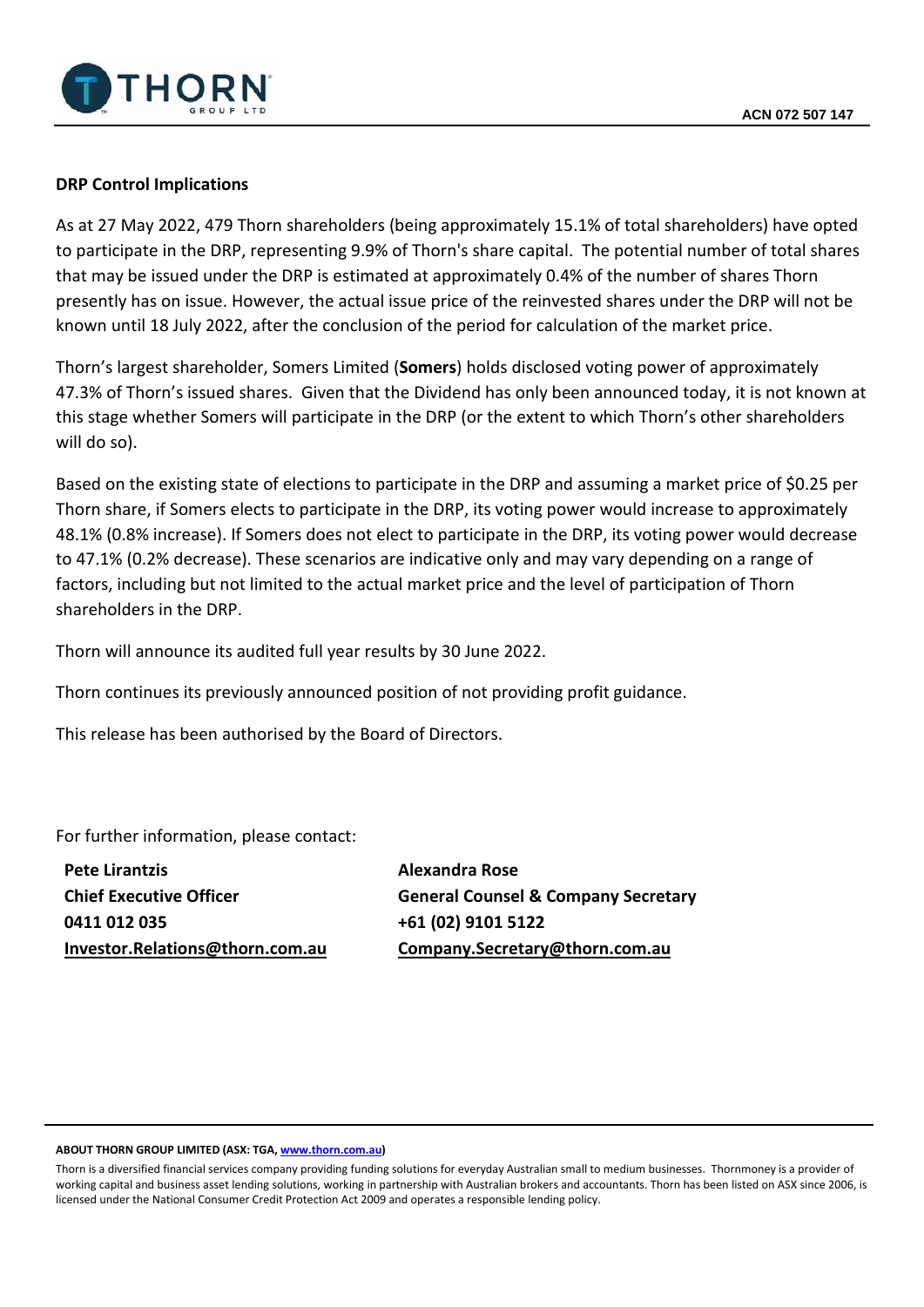ACN 072 507 147

**DRP Control Implications**

As at 27 May 2022, 479 Thorn shareholders (being approximately 15.1% of total shareholders) have opted to participate in the DRP, representing 9.9% of Thorn's share capital. The potential number of total shares that may be issued under the DRP is estimated at approximately 0.4% of the number of shares Thorn presently has on issue. However, the actual issue price of the reinvested shares under the DRP will not be known until 18 July 2022, after the conclusion of the period for calculation of the market price.

Thorn's largest shareholder, Somers Limited (**Somers**) holds disclosed voting power of approximately 47.3% of Thorn's issued shares. Given that the Dividend has only been announced today, it is not known at this stage whether Somers will participate in the DRP (or the extent to which Thorn's other shareholders will do so).

Based on the existing state of elections to participate in the DRP and assuming a market price of $0.25 per Thorn share, if Somers elects to participate in the DRP, its voting power would increase to approximately 48.1% (0.8% increase). If Somers does not elect to participate in the DRP, its voting power would decrease to 47.1% (0.2% decrease). These scenarios are indicative only and may vary depending on a range of factors, including but not limited to the actual market price and the level of participation of Thorn shareholders in the DRP.

Thorn will announce its audited full year results by 30 June 2022.

Thorn continues its previously announced position of not providing profit guidance.

This release has been authorised by the Board of Directors.

For further information, please contact:

**Pete Lirantzis**
**Chief Executive Officer**
**0411 012 035**
**Investor.Relations@thorn.com.au**

**Alexandra Rose**
**General Counsel & Company Secretary**
**+61 (02) 9101 5122**
**Company.Secretary@thorn.com.au**

**ABOUT THORN GROUP LIMITED (ASX: TGA, www.thorn.com.au)**

Thorn is a diversified financial services company providing funding solutions for everyday Australian small to medium businesses. Thornmoney is a provider of working capital and business asset lending solutions, working in partnership with Australian brokers and accountants. Thorn has been listed on ASX since 2006, is licensed under the National Consumer Credit Protection Act 2009 and operates a responsible lending policy.